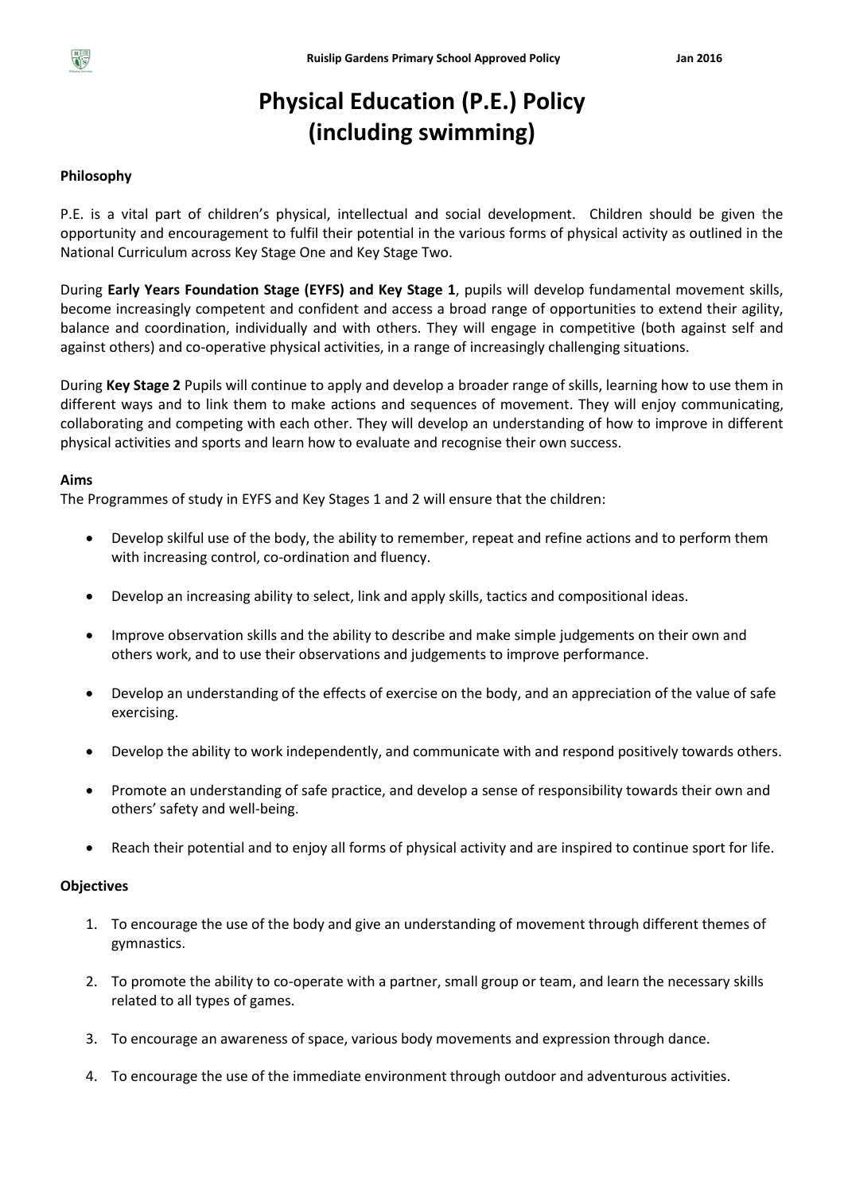# Physical Education (P.E.) Policy (including swimming)

**Philosophy**

P.E. is a vital part of children's physical, intellectual and social development. Children should be given the opportunity and encouragement to fulfil their potential in the various forms of physical activity as outlined in the National Curriculum across Key Stage One and Key Stage Two.

During **Early Years Foundation Stage (EYFS) and Key Stage 1**, pupils will develop fundamental movement skills, become increasingly competent and confident and access a broad range of opportunities to extend their agility, balance and coordination, individually and with others. They will engage in competitive (both against self and against others) and co-operative physical activities, in a range of increasingly challenging situations.

During **Key Stage 2** Pupils will continue to apply and develop a broader range of skills, learning how to use them in different ways and to link them to make actions and sequences of movement. They will enjoy communicating, collaborating and competing with each other. They will develop an understanding of how to improve in different physical activities and sports and learn how to evaluate and recognise their own success.

**Aims**

The Programmes of study in EYFS and Key Stages 1 and 2 will ensure that the children:

- Develop skilful use of the body, the ability to remember, repeat and refine actions and to perform them with increasing control, co-ordination and fluency.
- Develop an increasing ability to select, link and apply skills, tactics and compositional ideas.
- Improve observation skills and the ability to describe and make simple judgements on their own and others work, and to use their observations and judgements to improve performance.
- Develop an understanding of the effects of exercise on the body, and an appreciation of the value of safe exercising.
- Develop the ability to work independently, and communicate with and respond positively towards others.
- Promote an understanding of safe practice, and develop a sense of responsibility towards their own and others' safety and well-being.
- Reach their potential and to enjoy all forms of physical activity and are inspired to continue sport for life.

**Objectives**

1. To encourage the use of the body and give an understanding of movement through different themes of gymnastics.
2. To promote the ability to co-operate with a partner, small group or team, and learn the necessary skills related to all types of games.
3. To encourage an awareness of space, various body movements and expression through dance.
4. To encourage the use of the immediate environment through outdoor and adventurous activities.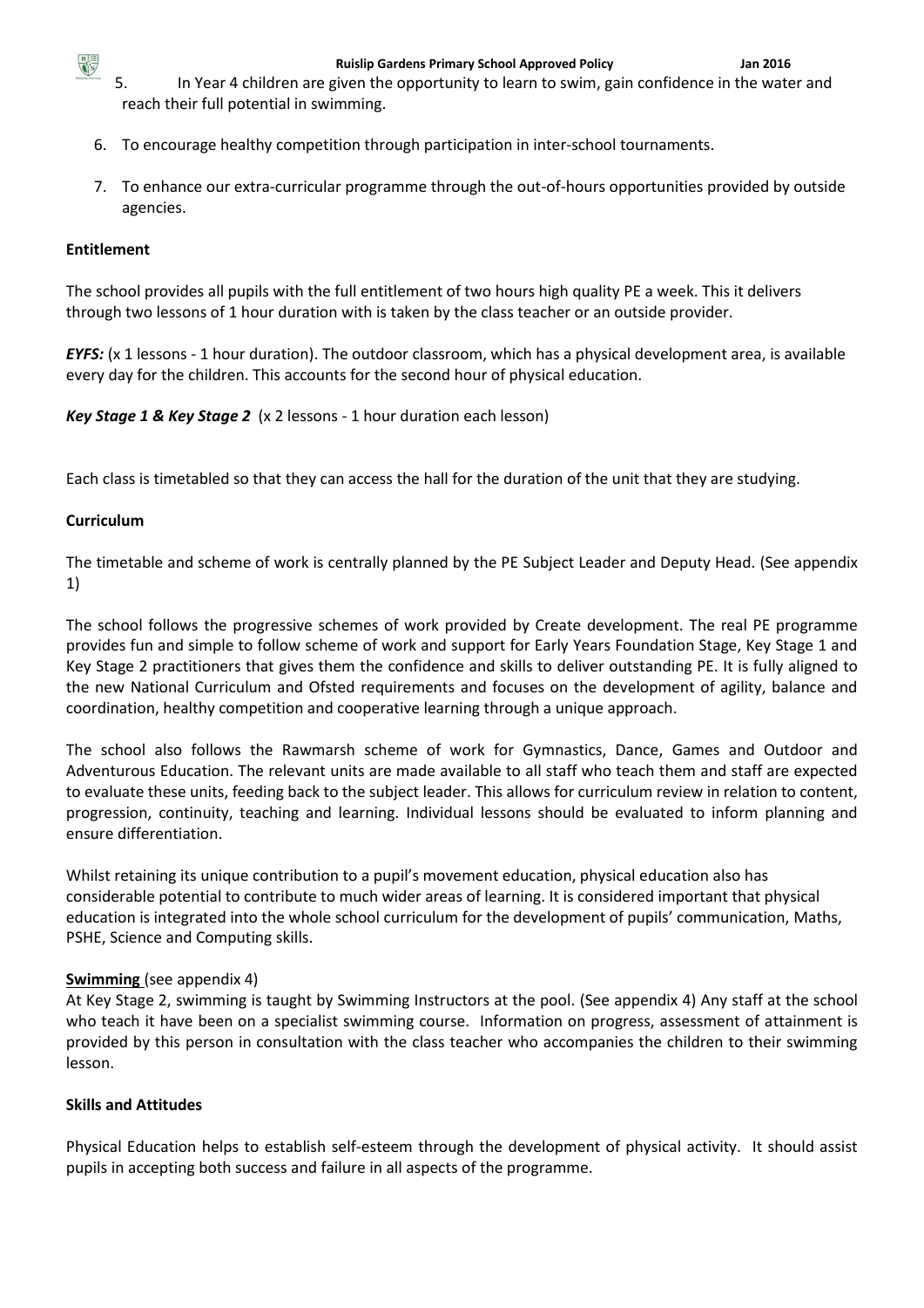5. In Year 4 children are given the opportunity to learn to swim, gain confidence in the water and reach their full potential in swimming.

6. To encourage healthy competition through participation in inter-school tournaments.

7. To enhance our extra-curricular programme through the out-of-hours opportunities provided by outside agencies.

**Entitlement**

The school provides all pupils with the full entitlement of two hours high quality PE a week. This it delivers through two lessons of 1 hour duration with is taken by the class teacher or an outside provider.

***EYFS:*** (x 1 lessons - 1 hour duration). The outdoor classroom, which has a physical development area, is available every day for the children. This accounts for the second hour of physical education.

***Key Stage 1 & Key Stage 2*** (x 2 lessons - 1 hour duration each lesson)

Each class is timetabled so that they can access the hall for the duration of the unit that they are studying.

**Curriculum**

The timetable and scheme of work is centrally planned by the PE Subject Leader and Deputy Head. (See appendix 1)

The school follows the progressive schemes of work provided by Create development. The real PE programme provides fun and simple to follow scheme of work and support for Early Years Foundation Stage, Key Stage 1 and Key Stage 2 practitioners that gives them the confidence and skills to deliver outstanding PE. It is fully aligned to the new National Curriculum and Ofsted requirements and focuses on the development of agility, balance and coordination, healthy competition and cooperative learning through a unique approach.

The school also follows the Rawmarsh scheme of work for Gymnastics, Dance, Games and Outdoor and Adventurous Education. The relevant units are made available to all staff who teach them and staff are expected to evaluate these units, feeding back to the subject leader. This allows for curriculum review in relation to content, progression, continuity, teaching and learning. Individual lessons should be evaluated to inform planning and ensure differentiation.

Whilst retaining its unique contribution to a pupil's movement education, physical education also has considerable potential to contribute to much wider areas of learning. It is considered important that physical education is integrated into the whole school curriculum for the development of pupils' communication, Maths, PSHE, Science and Computing skills.

**Swimming** (see appendix 4)

At Key Stage 2, swimming is taught by Swimming Instructors at the pool. (See appendix 4) Any staff at the school who teach it have been on a specialist swimming course. Information on progress, assessment of attainment is provided by this person in consultation with the class teacher who accompanies the children to their swimming lesson.

**Skills and Attitudes**

Physical Education helps to establish self-esteem through the development of physical activity. It should assist pupils in accepting both success and failure in all aspects of the programme.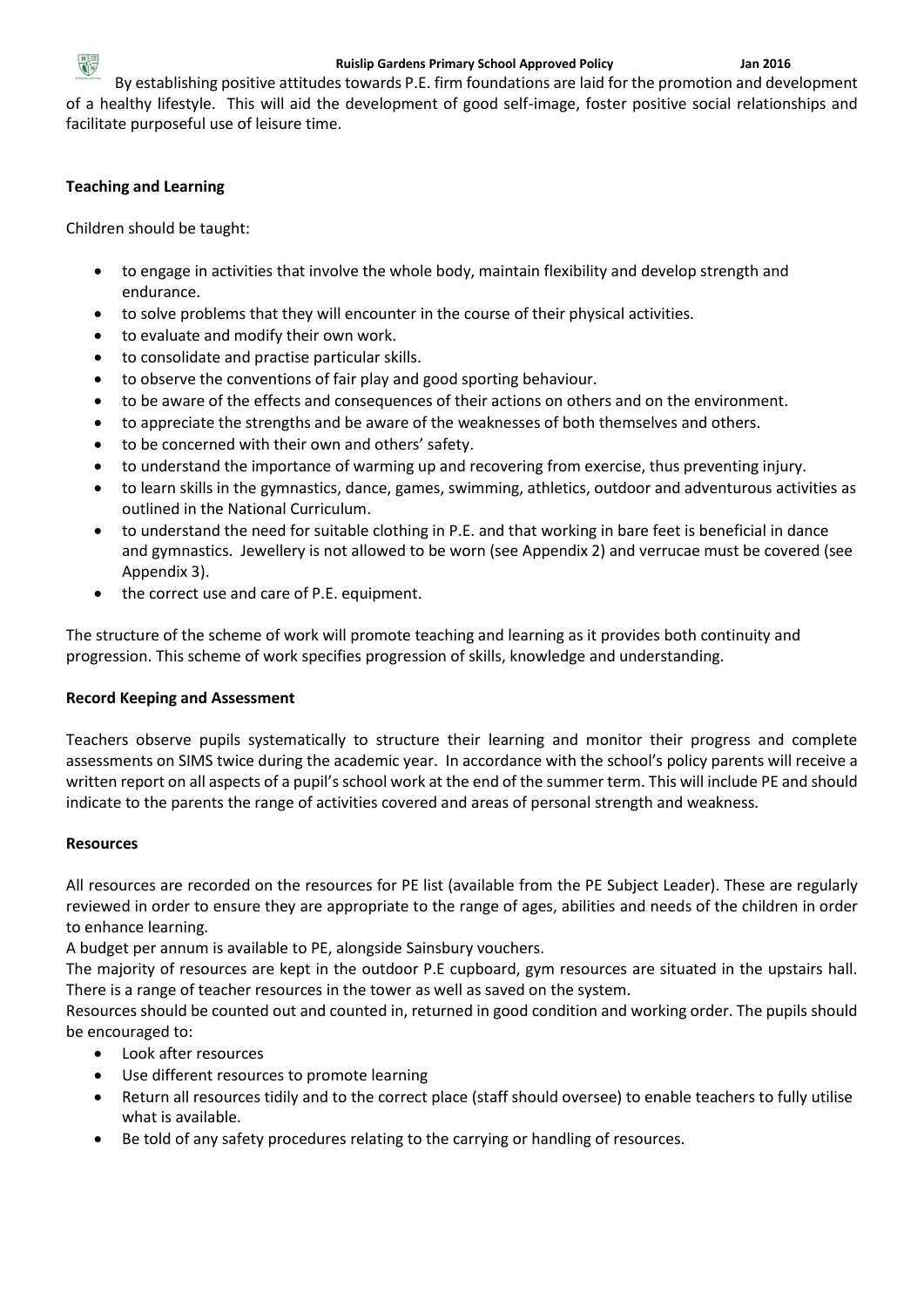By establishing positive attitudes towards P.E. firm foundations are laid for the promotion and development of a healthy lifestyle. This will aid the development of good self-image, foster positive social relationships and facilitate purposeful use of leisure time.

**Teaching and Learning**

Children should be taught:

- to engage in activities that involve the whole body, maintain flexibility and develop strength and endurance.
- to solve problems that they will encounter in the course of their physical activities.
- to evaluate and modify their own work.
- to consolidate and practise particular skills.
- to observe the conventions of fair play and good sporting behaviour.
- to be aware of the effects and consequences of their actions on others and on the environment.
- to appreciate the strengths and be aware of the weaknesses of both themselves and others.
- to be concerned with their own and others' safety.
- to understand the importance of warming up and recovering from exercise, thus preventing injury.
- to learn skills in the gymnastics, dance, games, swimming, athletics, outdoor and adventurous activities as outlined in the National Curriculum.
- to understand the need for suitable clothing in P.E. and that working in bare feet is beneficial in dance and gymnastics. Jewellery is not allowed to be worn (see Appendix 2) and verrucae must be covered (see Appendix 3).
- the correct use and care of P.E. equipment.

The structure of the scheme of work will promote teaching and learning as it provides both continuity and progression. This scheme of work specifies progression of skills, knowledge and understanding.

**Record Keeping and Assessment**

Teachers observe pupils systematically to structure their learning and monitor their progress and complete assessments on SIMS twice during the academic year. In accordance with the school's policy parents will receive a written report on all aspects of a pupil's school work at the end of the summer term. This will include PE and should indicate to the parents the range of activities covered and areas of personal strength and weakness.

**Resources**

All resources are recorded on the resources for PE list (available from the PE Subject Leader). These are regularly reviewed in order to ensure they are appropriate to the range of ages, abilities and needs of the children in order to enhance learning.

A budget per annum is available to PE, alongside Sainsbury vouchers.

The majority of resources are kept in the outdoor P.E cupboard, gym resources are situated in the upstairs hall. There is a range of teacher resources in the tower as well as saved on the system.

Resources should be counted out and counted in, returned in good condition and working order. The pupils should be encouraged to:

- Look after resources
- Use different resources to promote learning
- Return all resources tidily and to the correct place (staff should oversee) to enable teachers to fully utilise what is available.
- Be told of any safety procedures relating to the carrying or handling of resources.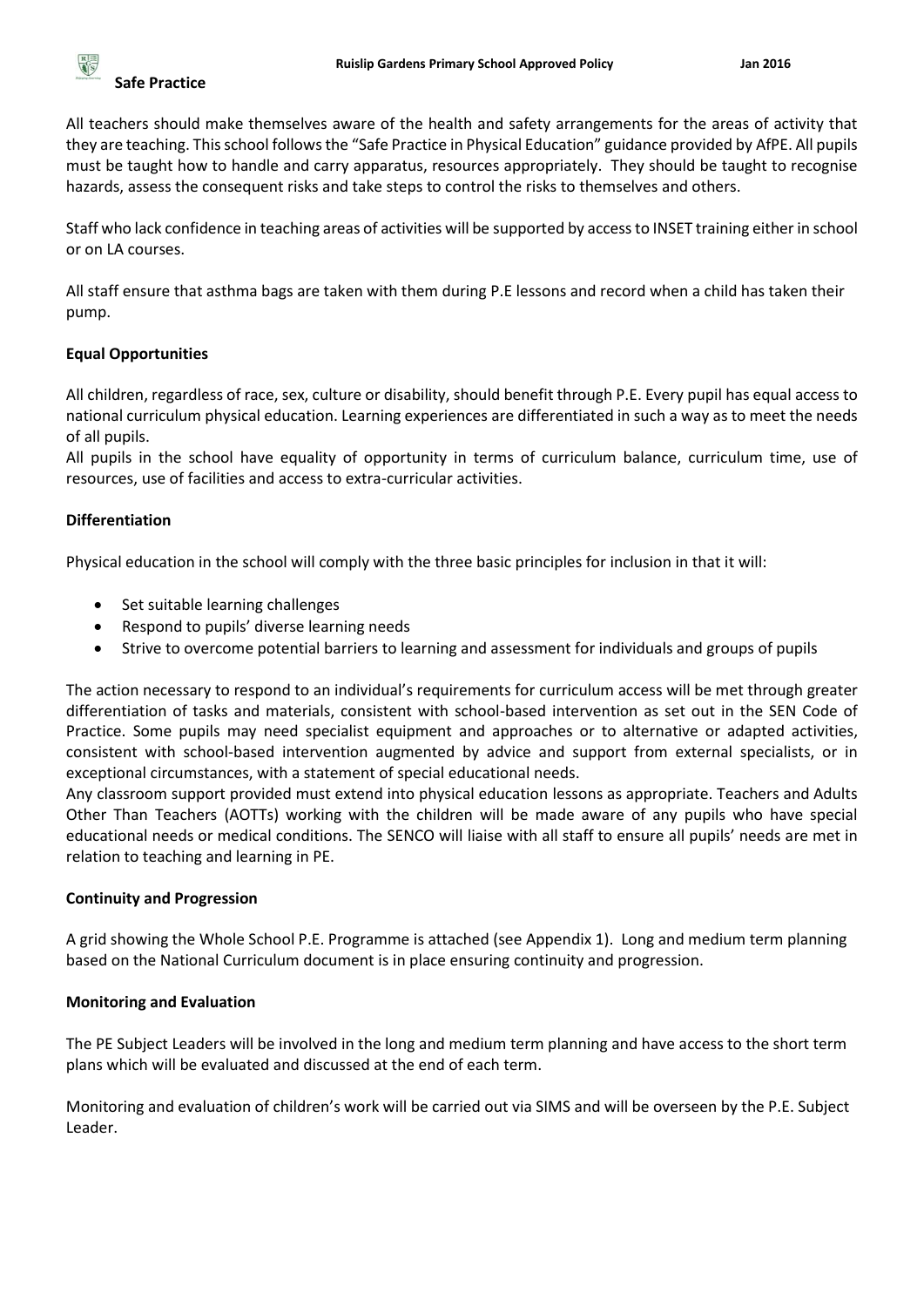## Safe Practice

All teachers should make themselves aware of the health and safety arrangements for the areas of activity that they are teaching. This school follows the "Safe Practice in Physical Education" guidance provided by AfPE. All pupils must be taught how to handle and carry apparatus, resources appropriately. They should be taught to recognise hazards, assess the consequent risks and take steps to control the risks to themselves and others.

Staff who lack confidence in teaching areas of activities will be supported by access to INSET training either in school or on LA courses.

All staff ensure that asthma bags are taken with them during P.E lessons and record when a child has taken their pump.

## Equal Opportunities

All children, regardless of race, sex, culture or disability, should benefit through P.E. Every pupil has equal access to national curriculum physical education. Learning experiences are differentiated in such a way as to meet the needs of all pupils.

All pupils in the school have equality of opportunity in terms of curriculum balance, curriculum time, use of resources, use of facilities and access to extra-curricular activities.

## Differentiation

Physical education in the school will comply with the three basic principles for inclusion in that it will:

- Set suitable learning challenges
- Respond to pupils' diverse learning needs
- Strive to overcome potential barriers to learning and assessment for individuals and groups of pupils

The action necessary to respond to an individual's requirements for curriculum access will be met through greater differentiation of tasks and materials, consistent with school-based intervention as set out in the SEN Code of Practice. Some pupils may need specialist equipment and approaches or to alternative or adapted activities, consistent with school-based intervention augmented by advice and support from external specialists, or in exceptional circumstances, with a statement of special educational needs.

Any classroom support provided must extend into physical education lessons as appropriate. Teachers and Adults Other Than Teachers (AOTTs) working with the children will be made aware of any pupils who have special educational needs or medical conditions. The SENCO will liaise with all staff to ensure all pupils' needs are met in relation to teaching and learning in PE.

## Continuity and Progression

A grid showing the Whole School P.E. Programme is attached (see Appendix 1). Long and medium term planning based on the National Curriculum document is in place ensuring continuity and progression.

## Monitoring and Evaluation

The PE Subject Leaders will be involved in the long and medium term planning and have access to the short term plans which will be evaluated and discussed at the end of each term.

Monitoring and evaluation of children's work will be carried out via SIMS and will be overseen by the P.E. Subject Leader.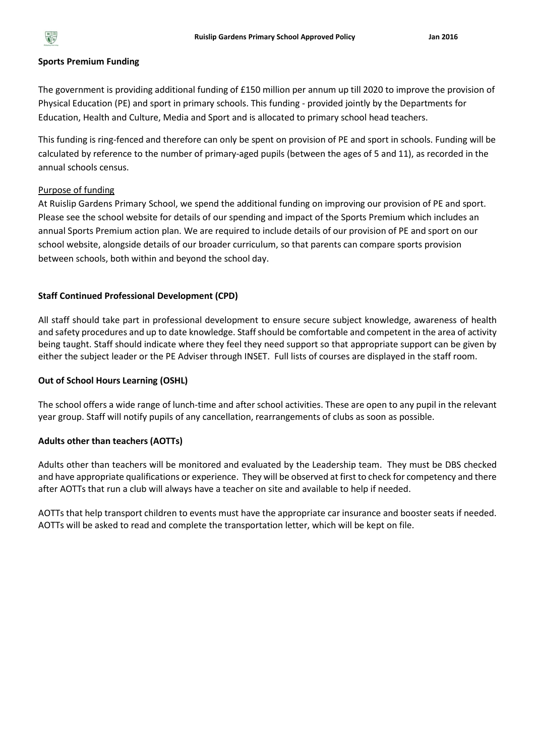**Sports Premium Funding**

The government is providing additional funding of £150 million per annum up till 2020 to improve the provision of Physical Education (PE) and sport in primary schools. This funding - provided jointly by the Departments for Education, Health and Culture, Media and Sport and is allocated to primary school head teachers.

This funding is ring-fenced and therefore can only be spent on provision of PE and sport in schools. Funding will be calculated by reference to the number of primary-aged pupils (between the ages of 5 and 11), as recorded in the annual schools census.

Purpose of funding

At Ruislip Gardens Primary School, we spend the additional funding on improving our provision of PE and sport. Please see the school website for details of our spending and impact of the Sports Premium which includes an annual Sports Premium action plan. We are required to include details of our provision of PE and sport on our school website, alongside details of our broader curriculum, so that parents can compare sports provision between schools, both within and beyond the school day.

**Staff Continued Professional Development (CPD)**

All staff should take part in professional development to ensure secure subject knowledge, awareness of health and safety procedures and up to date knowledge. Staff should be comfortable and competent in the area of activity being taught. Staff should indicate where they feel they need support so that appropriate support can be given by either the subject leader or the PE Adviser through INSET. Full lists of courses are displayed in the staff room.

**Out of School Hours Learning (OSHL)**

The school offers a wide range of lunch-time and after school activities. These are open to any pupil in the relevant year group. Staff will notify pupils of any cancellation, rearrangements of clubs as soon as possible.

**Adults other than teachers (AOTTs)**

Adults other than teachers will be monitored and evaluated by the Leadership team. They must be DBS checked and have appropriate qualifications or experience. They will be observed at first to check for competency and there after AOTTs that run a club will always have a teacher on site and available to help if needed.

AOTTs that help transport children to events must have the appropriate car insurance and booster seats if needed. AOTTs will be asked to read and complete the transportation letter, which will be kept on file.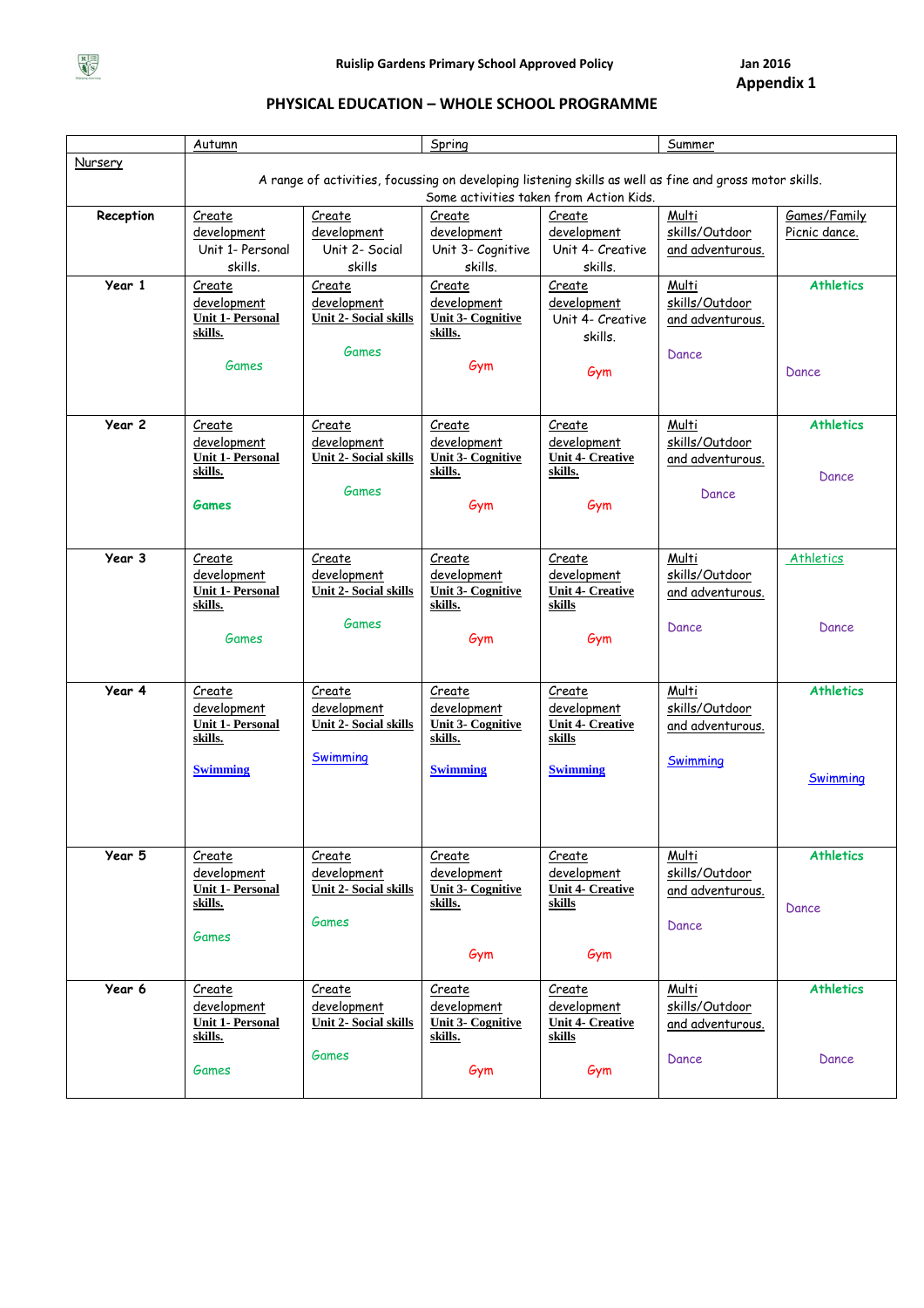Ruislip Gardens Primary School Approved Policy Jan 2016

**Appendix 1**

## PHYSICAL EDUCATION – WHOLE SCHOOL PROGRAMME

| | Autumn | | Spring | | Summer | |
|---|---|---|---|---|---|---|
| Nursery | A range of activities, focussing on developing listening skills as well as fine and gross motor skills. Some activities taken from Action Kids. | | | | | |
| **Reception** | Create development Unit 1- Personal skills. | Create development Unit 2- Social skills | Create development Unit 3- Cognitive skills. | Create development Unit 4- Creative skills. | Multi skills/Outdoor and adventurous. | Games/Family Picnic dance. |
| **Year 1** | Create development **Unit 1- Personal skills.** Games | Create development **Unit 2- Social skills** Games | Create development **Unit 3- Cognitive skills.** Gym | Create development Unit 4- Creative skills. Gym | Multi skills/Outdoor and adventurous. Dance | **Athletics** Dance |
| **Year 2** | Create development **Unit 1- Personal skills.** **Games** | Create development **Unit 2- Social skills** Games | Create development **Unit 3- Cognitive skills.** Gym | Create development **Unit 4- Creative skills.** Gym | Multi skills/Outdoor and adventurous. Dance | **Athletics** Dance |
| **Year 3** | Create development **Unit 1- Personal skills.** Games | Create development **Unit 2- Social skills** Games | Create development **Unit 3- Cognitive skills.** Gym | Create development **Unit 4- Creative skills** Gym | Multi skills/Outdoor and adventurous. Dance | Athletics Dance |
| **Year 4** | Create development **Unit 1- Personal skills.** **Swimming** | Create development **Unit 2- Social skills** Swimming | Create development **Unit 3- Cognitive skills.** **Swimming** | Create development **Unit 4- Creative skills** **Swimming** | Multi skills/Outdoor and adventurous. Swimming | **Athletics** Swimming |
| **Year 5** | Create development **Unit 1- Personal skills.** Games | Create development **Unit 2- Social skills** Games | Create development **Unit 3- Cognitive skills.** Gym | Create development **Unit 4- Creative skills** Gym | Multi skills/Outdoor and adventurous. Dance | **Athletics** Dance |
| **Year 6** | Create development **Unit 1- Personal skills.** Games | Create development **Unit 2- Social skills** Games | Create development **Unit 3- Cognitive skills.** Gym | Create development **Unit 4- Creative skills** Gym | Multi skills/Outdoor and adventurous. Dance | **Athletics** Dance |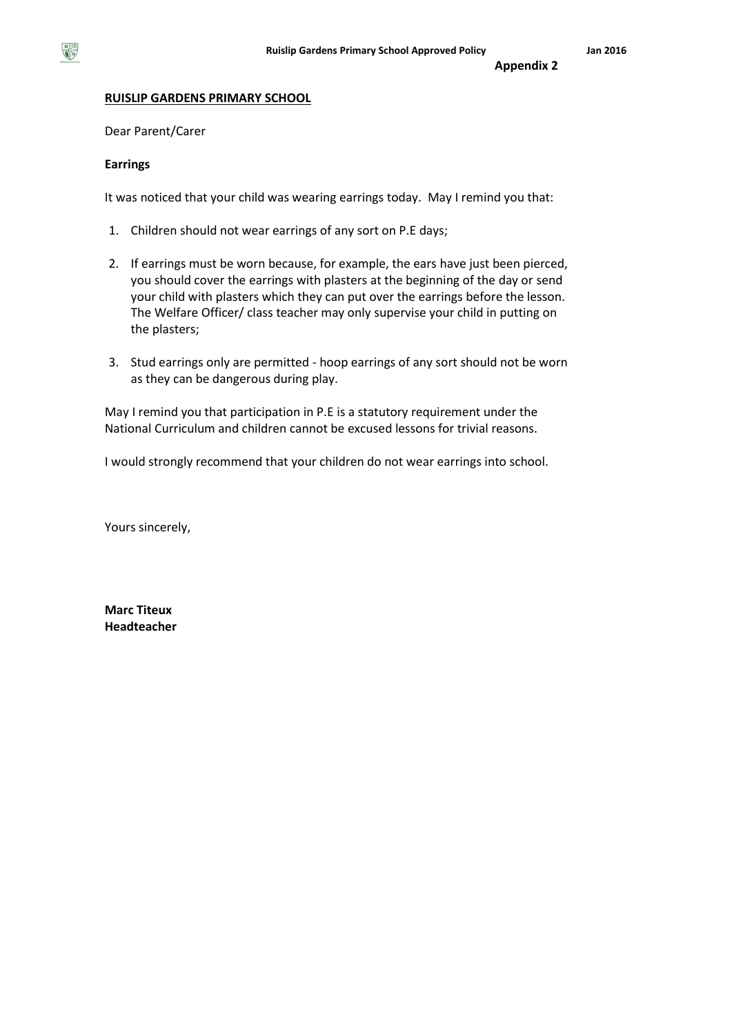**Appendix 2**

**RUISLIP GARDENS PRIMARY SCHOOL**

Dear Parent/Carer

**Earrings**

It was noticed that your child was wearing earrings today. May I remind you that:

1. Children should not wear earrings of any sort on P.E days;
2. If earrings must be worn because, for example, the ears have just been pierced, you should cover the earrings with plasters at the beginning of the day or send your child with plasters which they can put over the earrings before the lesson. The Welfare Officer/ class teacher may only supervise your child in putting on the plasters;
3. Stud earrings only are permitted - hoop earrings of any sort should not be worn as they can be dangerous during play.

May I remind you that participation in P.E is a statutory requirement under the National Curriculum and children cannot be excused lessons for trivial reasons.

I would strongly recommend that your children do not wear earrings into school.

Yours sincerely,

**Marc Titeux**
**Headteacher**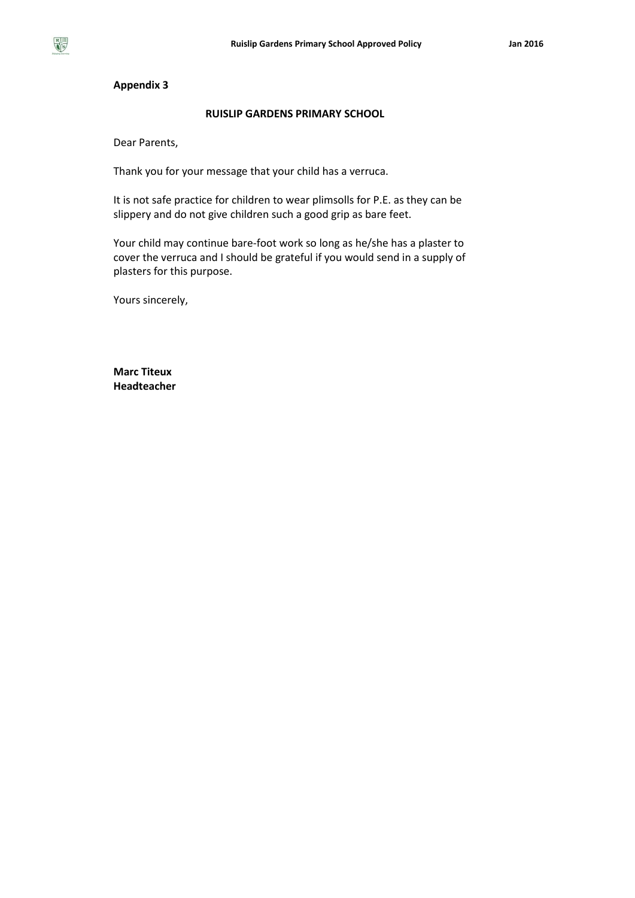**Appendix 3**

**RUISLIP GARDENS PRIMARY SCHOOL**

Dear Parents,

Thank you for your message that your child has a verruca.

It is not safe practice for children to wear plimsolls for P.E. as they can be slippery and do not give children such a good grip as bare feet.

Your child may continue bare-foot work so long as he/she has a plaster to cover the verruca and I should be grateful if you would send in a supply of plasters for this purpose.

Yours sincerely,

**Marc Titeux**
**Headteacher**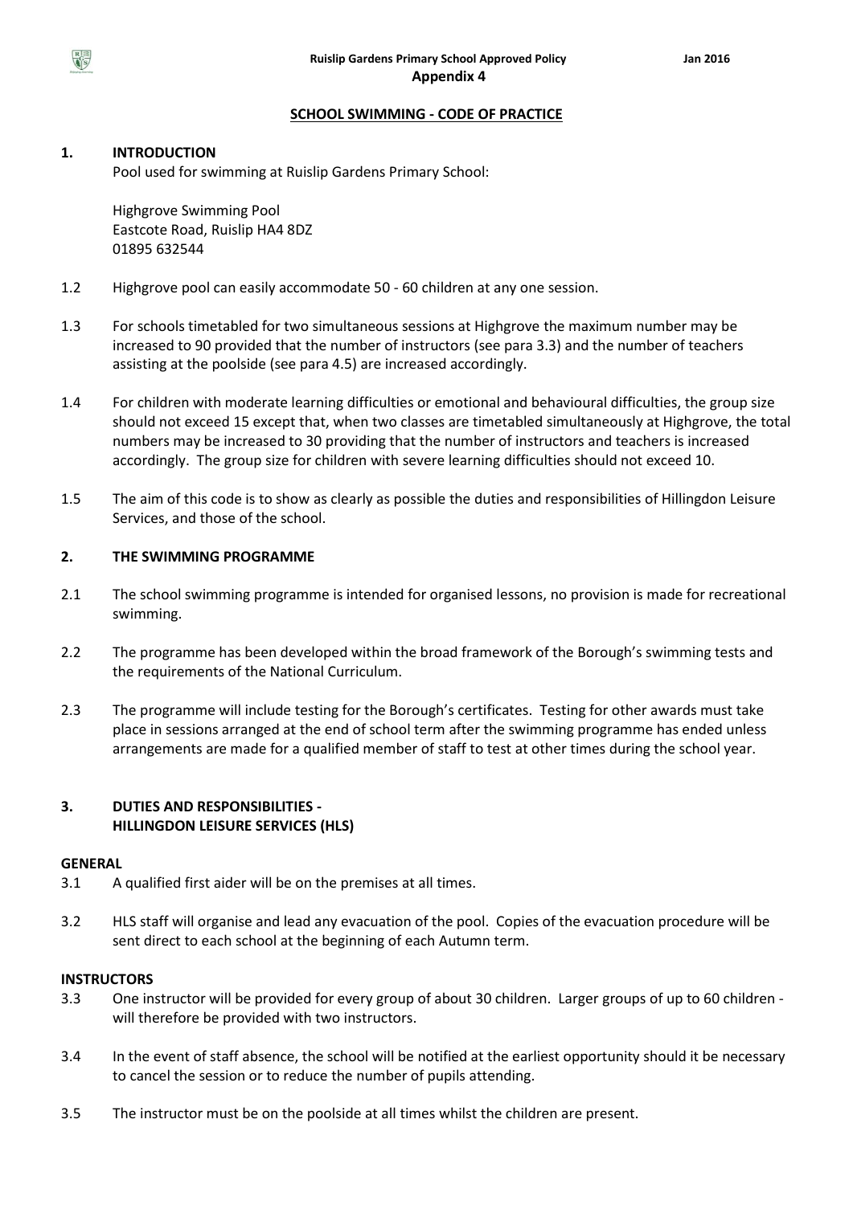**Appendix 4**

## SCHOOL SWIMMING - CODE OF PRACTICE

### 1. INTRODUCTION

Pool used for swimming at Ruislip Gardens Primary School:

Highgrove Swimming Pool
Eastcote Road, Ruislip HA4 8DZ
01895 632544

1.2 Highgrove pool can easily accommodate 50 - 60 children at any one session.

1.3 For schools timetabled for two simultaneous sessions at Highgrove the maximum number may be increased to 90 provided that the number of instructors (see para 3.3) and the number of teachers assisting at the poolside (see para 4.5) are increased accordingly.

1.4 For children with moderate learning difficulties or emotional and behavioural difficulties, the group size should not exceed 15 except that, when two classes are timetabled simultaneously at Highgrove, the total numbers may be increased to 30 providing that the number of instructors and teachers is increased accordingly. The group size for children with severe learning difficulties should not exceed 10.

1.5 The aim of this code is to show as clearly as possible the duties and responsibilities of Hillingdon Leisure Services, and those of the school.

### 2. THE SWIMMING PROGRAMME

2.1 The school swimming programme is intended for organised lessons, no provision is made for recreational swimming.

2.2 The programme has been developed within the broad framework of the Borough's swimming tests and the requirements of the National Curriculum.

2.3 The programme will include testing for the Borough's certificates. Testing for other awards must take place in sessions arranged at the end of school term after the swimming programme has ended unless arrangements are made for a qualified member of staff to test at other times during the school year.

### 3. DUTIES AND RESPONSIBILITIES - HILLINGDON LEISURE SERVICES (HLS)

**GENERAL**

3.1 A qualified first aider will be on the premises at all times.

3.2 HLS staff will organise and lead any evacuation of the pool. Copies of the evacuation procedure will be sent direct to each school at the beginning of each Autumn term.

**INSTRUCTORS**

3.3 One instructor will be provided for every group of about 30 children. Larger groups of up to 60 children - will therefore be provided with two instructors.

3.4 In the event of staff absence, the school will be notified at the earliest opportunity should it be necessary to cancel the session or to reduce the number of pupils attending.

3.5 The instructor must be on the poolside at all times whilst the children are present.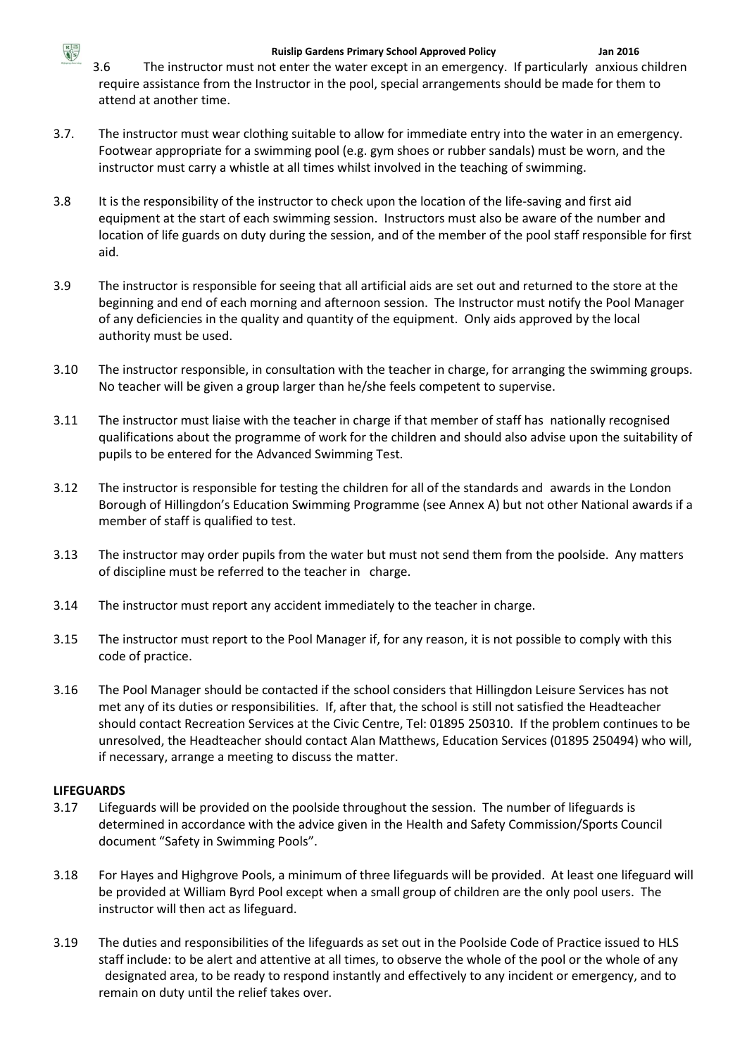3.6 The instructor must not enter the water except in an emergency. If particularly anxious children require assistance from the Instructor in the pool, special arrangements should be made for them to attend at another time.

3.7. The instructor must wear clothing suitable to allow for immediate entry into the water in an emergency. Footwear appropriate for a swimming pool (e.g. gym shoes or rubber sandals) must be worn, and the instructor must carry a whistle at all times whilst involved in the teaching of swimming.

3.8 It is the responsibility of the instructor to check upon the location of the life-saving and first aid equipment at the start of each swimming session. Instructors must also be aware of the number and location of life guards on duty during the session, and of the member of the pool staff responsible for first aid.

3.9 The instructor is responsible for seeing that all artificial aids are set out and returned to the store at the beginning and end of each morning and afternoon session. The Instructor must notify the Pool Manager of any deficiencies in the quality and quantity of the equipment. Only aids approved by the local authority must be used.

3.10 The instructor responsible, in consultation with the teacher in charge, for arranging the swimming groups. No teacher will be given a group larger than he/she feels competent to supervise.

3.11 The instructor must liaise with the teacher in charge if that member of staff has nationally recognised qualifications about the programme of work for the children and should also advise upon the suitability of pupils to be entered for the Advanced Swimming Test.

3.12 The instructor is responsible for testing the children for all of the standards and awards in the London Borough of Hillingdon's Education Swimming Programme (see Annex A) but not other National awards if a member of staff is qualified to test.

3.13 The instructor may order pupils from the water but must not send them from the poolside. Any matters of discipline must be referred to the teacher in charge.

3.14 The instructor must report any accident immediately to the teacher in charge.

3.15 The instructor must report to the Pool Manager if, for any reason, it is not possible to comply with this code of practice.

3.16 The Pool Manager should be contacted if the school considers that Hillingdon Leisure Services has not met any of its duties or responsibilities. If, after that, the school is still not satisfied the Headteacher should contact Recreation Services at the Civic Centre, Tel: 01895 250310. If the problem continues to be unresolved, the Headteacher should contact Alan Matthews, Education Services (01895 250494) who will, if necessary, arrange a meeting to discuss the matter.

**LIFEGUARDS**

3.17 Lifeguards will be provided on the poolside throughout the session. The number of lifeguards is determined in accordance with the advice given in the Health and Safety Commission/Sports Council document "Safety in Swimming Pools".

3.18 For Hayes and Highgrove Pools, a minimum of three lifeguards will be provided. At least one lifeguard will be provided at William Byrd Pool except when a small group of children are the only pool users. The instructor will then act as lifeguard.

3.19 The duties and responsibilities of the lifeguards as set out in the Poolside Code of Practice issued to HLS staff include: to be alert and attentive at all times, to observe the whole of the pool or the whole of any designated area, to be ready to respond instantly and effectively to any incident or emergency, and to remain on duty until the relief takes over.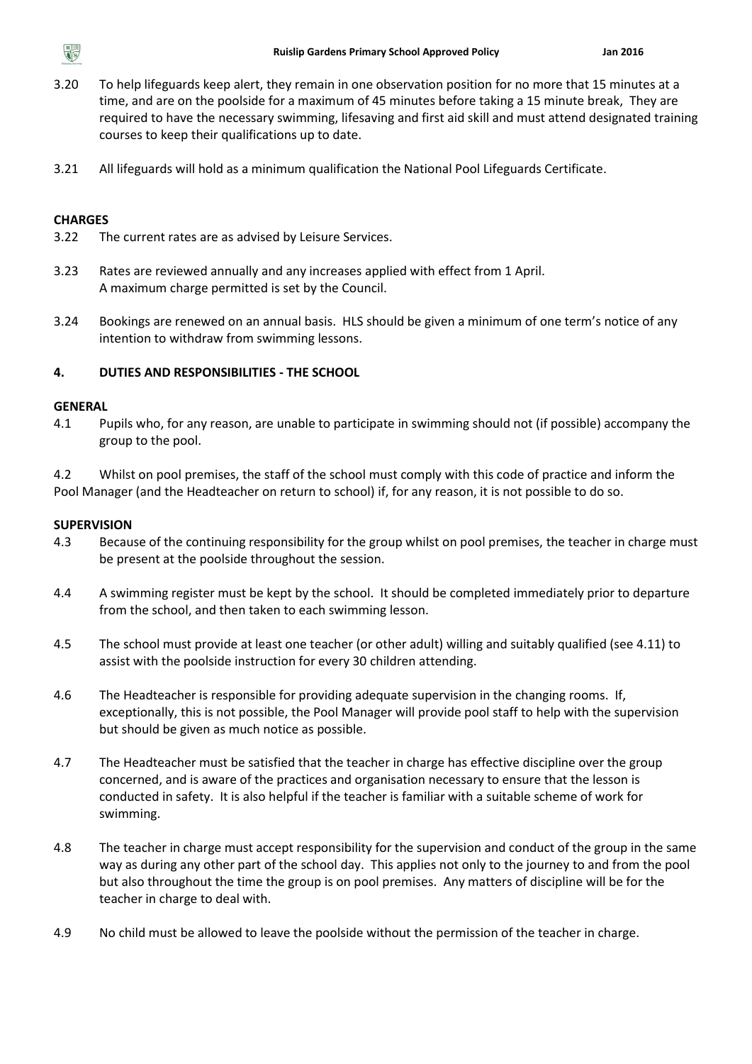3.20 To help lifeguards keep alert, they remain in one observation position for no more that 15 minutes at a time, and are on the poolside for a maximum of 45 minutes before taking a 15 minute break, They are required to have the necessary swimming, lifesaving and first aid skill and must attend designated training courses to keep their qualifications up to date.

3.21 All lifeguards will hold as a minimum qualification the National Pool Lifeguards Certificate.

**CHARGES**

3.22 The current rates are as advised by Leisure Services.

3.23 Rates are reviewed annually and any increases applied with effect from 1 April. A maximum charge permitted is set by the Council.

3.24 Bookings are renewed on an annual basis. HLS should be given a minimum of one term's notice of any intention to withdraw from swimming lessons.

## 4. DUTIES AND RESPONSIBILITIES - THE SCHOOL

**GENERAL**

4.1 Pupils who, for any reason, are unable to participate in swimming should not (if possible) accompany the group to the pool.

4.2 Whilst on pool premises, the staff of the school must comply with this code of practice and inform the Pool Manager (and the Headteacher on return to school) if, for any reason, it is not possible to do so.

**SUPERVISION**

4.3 Because of the continuing responsibility for the group whilst on pool premises, the teacher in charge must be present at the poolside throughout the session.

4.4 A swimming register must be kept by the school. It should be completed immediately prior to departure from the school, and then taken to each swimming lesson.

4.5 The school must provide at least one teacher (or other adult) willing and suitably qualified (see 4.11) to assist with the poolside instruction for every 30 children attending.

4.6 The Headteacher is responsible for providing adequate supervision in the changing rooms. If, exceptionally, this is not possible, the Pool Manager will provide pool staff to help with the supervision but should be given as much notice as possible.

4.7 The Headteacher must be satisfied that the teacher in charge has effective discipline over the group concerned, and is aware of the practices and organisation necessary to ensure that the lesson is conducted in safety. It is also helpful if the teacher is familiar with a suitable scheme of work for swimming.

4.8 The teacher in charge must accept responsibility for the supervision and conduct of the group in the same way as during any other part of the school day. This applies not only to the journey to and from the pool but also throughout the time the group is on pool premises. Any matters of discipline will be for the teacher in charge to deal with.

4.9 No child must be allowed to leave the poolside without the permission of the teacher in charge.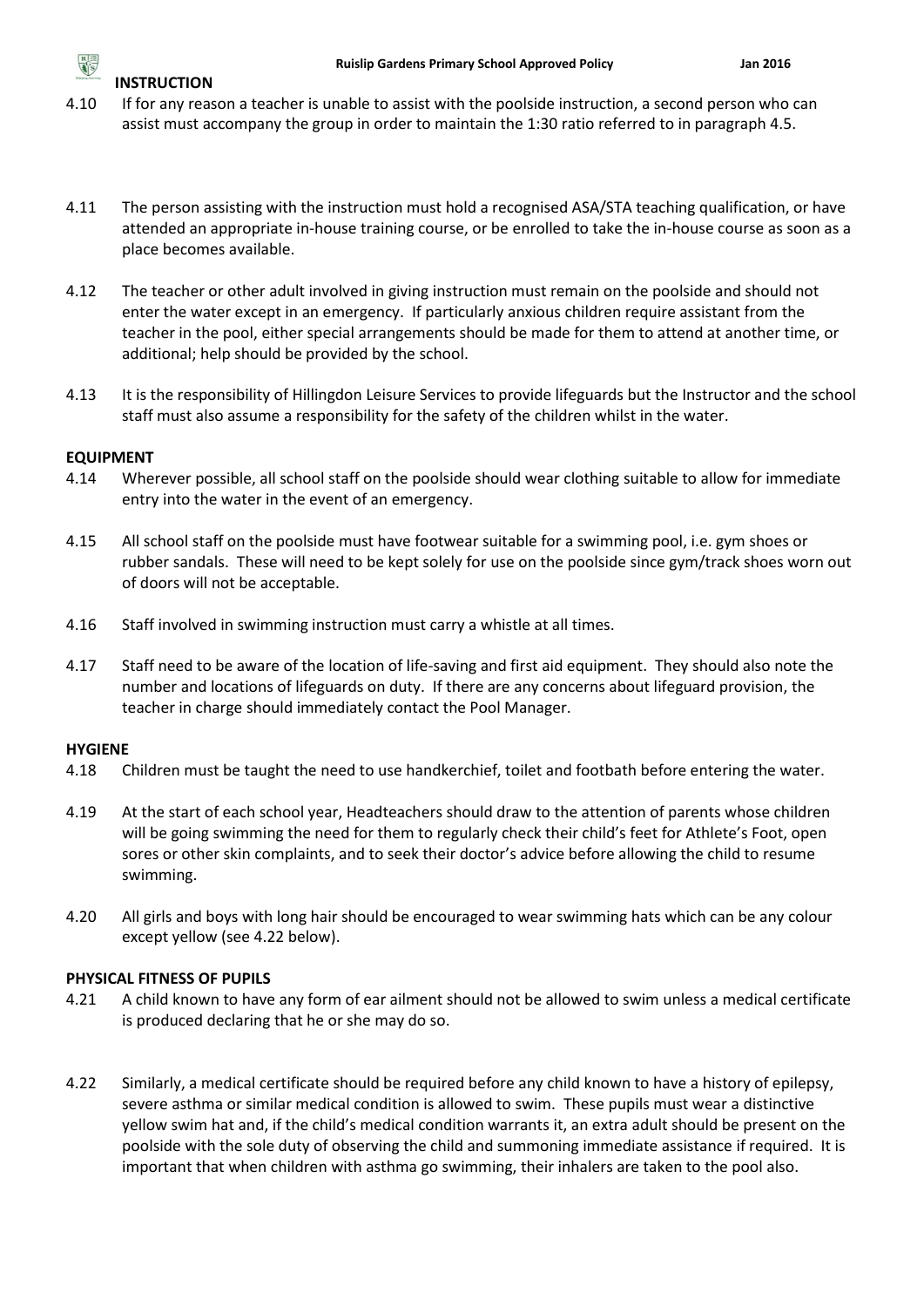**INSTRUCTION**

4.10 If for any reason a teacher is unable to assist with the poolside instruction, a second person who can assist must accompany the group in order to maintain the 1:30 ratio referred to in paragraph 4.5.

4.11 The person assisting with the instruction must hold a recognised ASA/STA teaching qualification, or have attended an appropriate in-house training course, or be enrolled to take the in-house course as soon as a place becomes available.

4.12 The teacher or other adult involved in giving instruction must remain on the poolside and should not enter the water except in an emergency. If particularly anxious children require assistant from the teacher in the pool, either special arrangements should be made for them to attend at another time, or additional; help should be provided by the school.

4.13 It is the responsibility of Hillingdon Leisure Services to provide lifeguards but the Instructor and the school staff must also assume a responsibility for the safety of the children whilst in the water.

**EQUIPMENT**

4.14 Wherever possible, all school staff on the poolside should wear clothing suitable to allow for immediate entry into the water in the event of an emergency.

4.15 All school staff on the poolside must have footwear suitable for a swimming pool, i.e. gym shoes or rubber sandals. These will need to be kept solely for use on the poolside since gym/track shoes worn out of doors will not be acceptable.

4.16 Staff involved in swimming instruction must carry a whistle at all times.

4.17 Staff need to be aware of the location of life-saving and first aid equipment. They should also note the number and locations of lifeguards on duty. If there are any concerns about lifeguard provision, the teacher in charge should immediately contact the Pool Manager.

**HYGIENE**

4.18 Children must be taught the need to use handkerchief, toilet and footbath before entering the water.

4.19 At the start of each school year, Headteachers should draw to the attention of parents whose children will be going swimming the need for them to regularly check their child's feet for Athlete's Foot, open sores or other skin complaints, and to seek their doctor's advice before allowing the child to resume swimming.

4.20 All girls and boys with long hair should be encouraged to wear swimming hats which can be any colour except yellow (see 4.22 below).

**PHYSICAL FITNESS OF PUPILS**

4.21 A child known to have any form of ear ailment should not be allowed to swim unless a medical certificate is produced declaring that he or she may do so.

4.22 Similarly, a medical certificate should be required before any child known to have a history of epilepsy, severe asthma or similar medical condition is allowed to swim. These pupils must wear a distinctive yellow swim hat and, if the child's medical condition warrants it, an extra adult should be present on the poolside with the sole duty of observing the child and summoning immediate assistance if required. It is important that when children with asthma go swimming, their inhalers are taken to the pool also.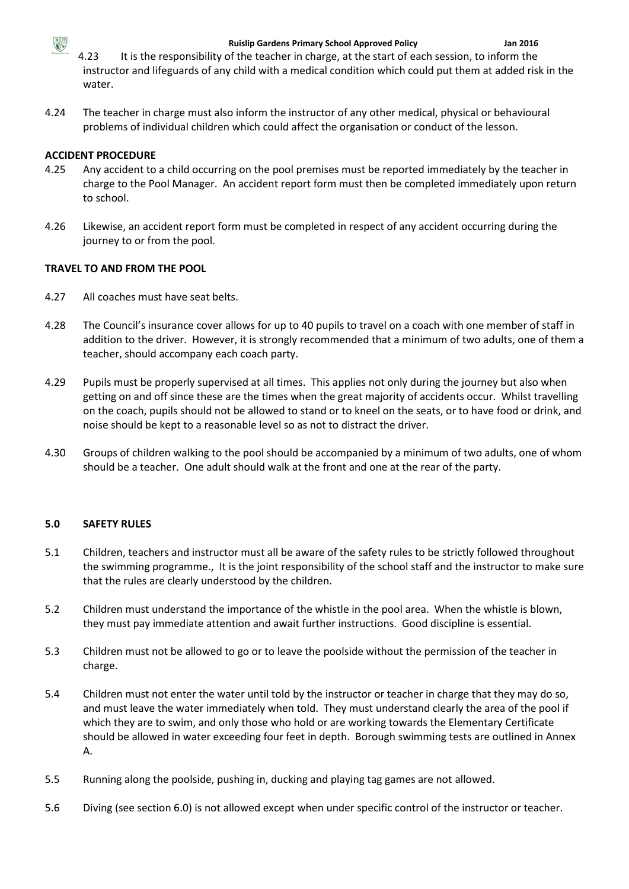4.23 It is the responsibility of the teacher in charge, at the start of each session, to inform the instructor and lifeguards of any child with a medical condition which could put them at added risk in the water.

4.24 The teacher in charge must also inform the instructor of any other medical, physical or behavioural problems of individual children which could affect the organisation or conduct of the lesson.

**ACCIDENT PROCEDURE**

4.25 Any accident to a child occurring on the pool premises must be reported immediately by the teacher in charge to the Pool Manager. An accident report form must then be completed immediately upon return to school.

4.26 Likewise, an accident report form must be completed in respect of any accident occurring during the journey to or from the pool.

**TRAVEL TO AND FROM THE POOL**

4.27 All coaches must have seat belts.

4.28 The Council's insurance cover allows for up to 40 pupils to travel on a coach with one member of staff in addition to the driver. However, it is strongly recommended that a minimum of two adults, one of them a teacher, should accompany each coach party.

4.29 Pupils must be properly supervised at all times. This applies not only during the journey but also when getting on and off since these are the times when the great majority of accidents occur. Whilst travelling on the coach, pupils should not be allowed to stand or to kneel on the seats, or to have food or drink, and noise should be kept to a reasonable level so as not to distract the driver.

4.30 Groups of children walking to the pool should be accompanied by a minimum of two adults, one of whom should be a teacher. One adult should walk at the front and one at the rear of the party.

## 5.0 SAFETY RULES

5.1 Children, teachers and instructor must all be aware of the safety rules to be strictly followed throughout the swimming programme., It is the joint responsibility of the school staff and the instructor to make sure that the rules are clearly understood by the children.

5.2 Children must understand the importance of the whistle in the pool area. When the whistle is blown, they must pay immediate attention and await further instructions. Good discipline is essential.

5.3 Children must not be allowed to go or to leave the poolside without the permission of the teacher in charge.

5.4 Children must not enter the water until told by the instructor or teacher in charge that they may do so, and must leave the water immediately when told. They must understand clearly the area of the pool if which they are to swim, and only those who hold or are working towards the Elementary Certificate should be allowed in water exceeding four feet in depth. Borough swimming tests are outlined in Annex A.

5.5 Running along the poolside, pushing in, ducking and playing tag games are not allowed.

5.6 Diving (see section 6.0) is not allowed except when under specific control of the instructor or teacher.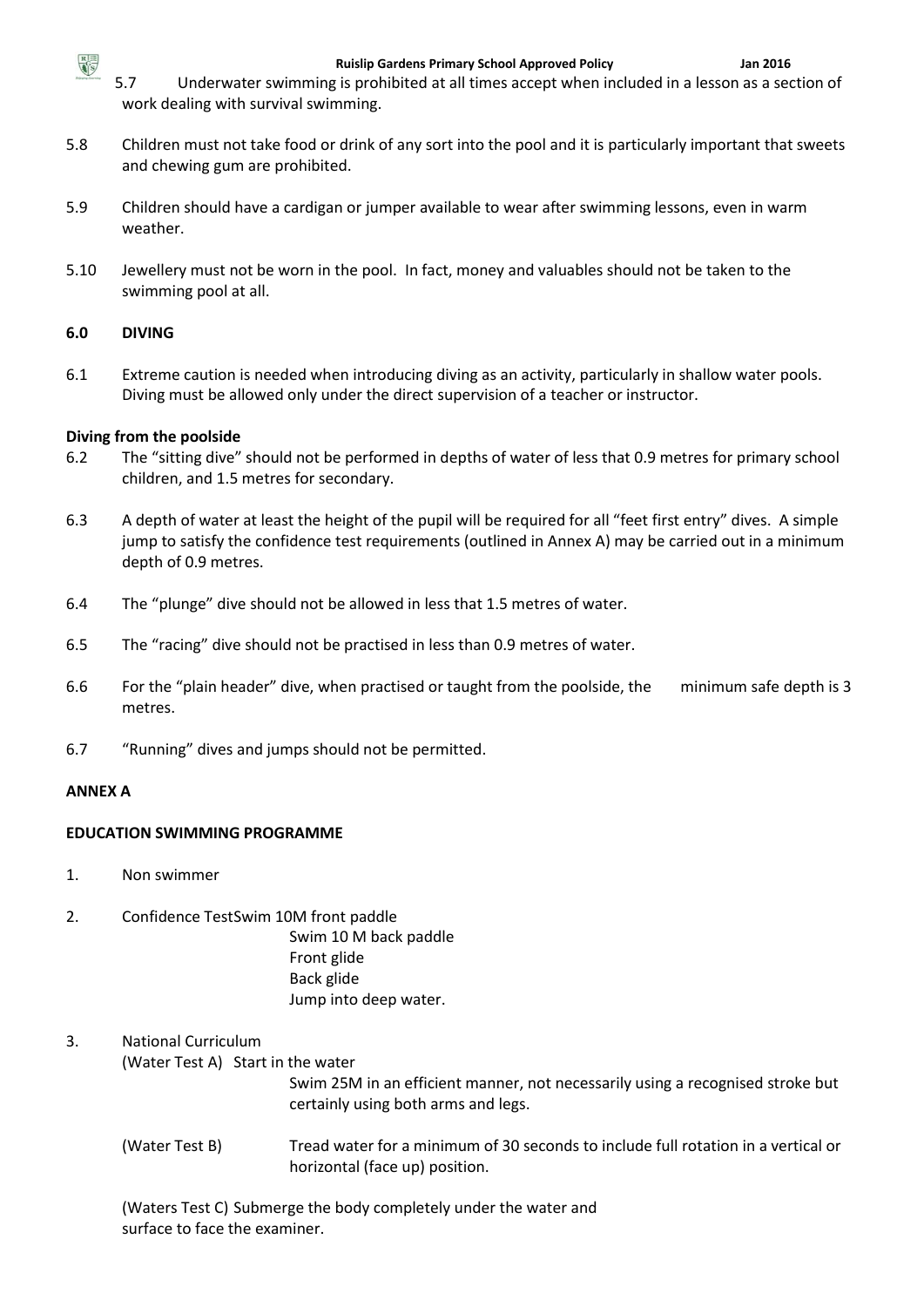5.7 Underwater swimming is prohibited at all times accept when included in a lesson as a section of work dealing with survival swimming.

5.8 Children must not take food or drink of any sort into the pool and it is particularly important that sweets and chewing gum are prohibited.

5.9 Children should have a cardigan or jumper available to wear after swimming lessons, even in warm weather.

5.10 Jewellery must not be worn in the pool. In fact, money and valuables should not be taken to the swimming pool at all.

## 6.0 DIVING

6.1 Extreme caution is needed when introducing diving as an activity, particularly in shallow water pools. Diving must be allowed only under the direct supervision of a teacher or instructor.

**Diving from the poolside**

6.2 The "sitting dive" should not be performed in depths of water of less that 0.9 metres for primary school children, and 1.5 metres for secondary.

6.3 A depth of water at least the height of the pupil will be required for all "feet first entry" dives. A simple jump to satisfy the confidence test requirements (outlined in Annex A) may be carried out in a minimum depth of 0.9 metres.

6.4 The "plunge" dive should not be allowed in less that 1.5 metres of water.

6.5 The "racing" dive should not be practised in less than 0.9 metres of water.

6.6 For the "plain header" dive, when practised or taught from the poolside, the minimum safe depth is 3 metres.

6.7 "Running" dives and jumps should not be permitted.

## ANNEX A

### EDUCATION SWIMMING PROGRAMME

1. Non swimmer

2. Confidence TestSwim 10M front paddle
   Swim 10 M back paddle
   Front glide
   Back glide
   Jump into deep water.

3. National Curriculum
   (Water Test A) Start in the water
   Swim 25M in an efficient manner, not necessarily using a recognised stroke but certainly using both arms and legs.

   (Water Test B) Tread water for a minimum of 30 seconds to include full rotation in a vertical or horizontal (face up) position.

   (Waters Test C) Submerge the body completely under the water and surface to face the examiner.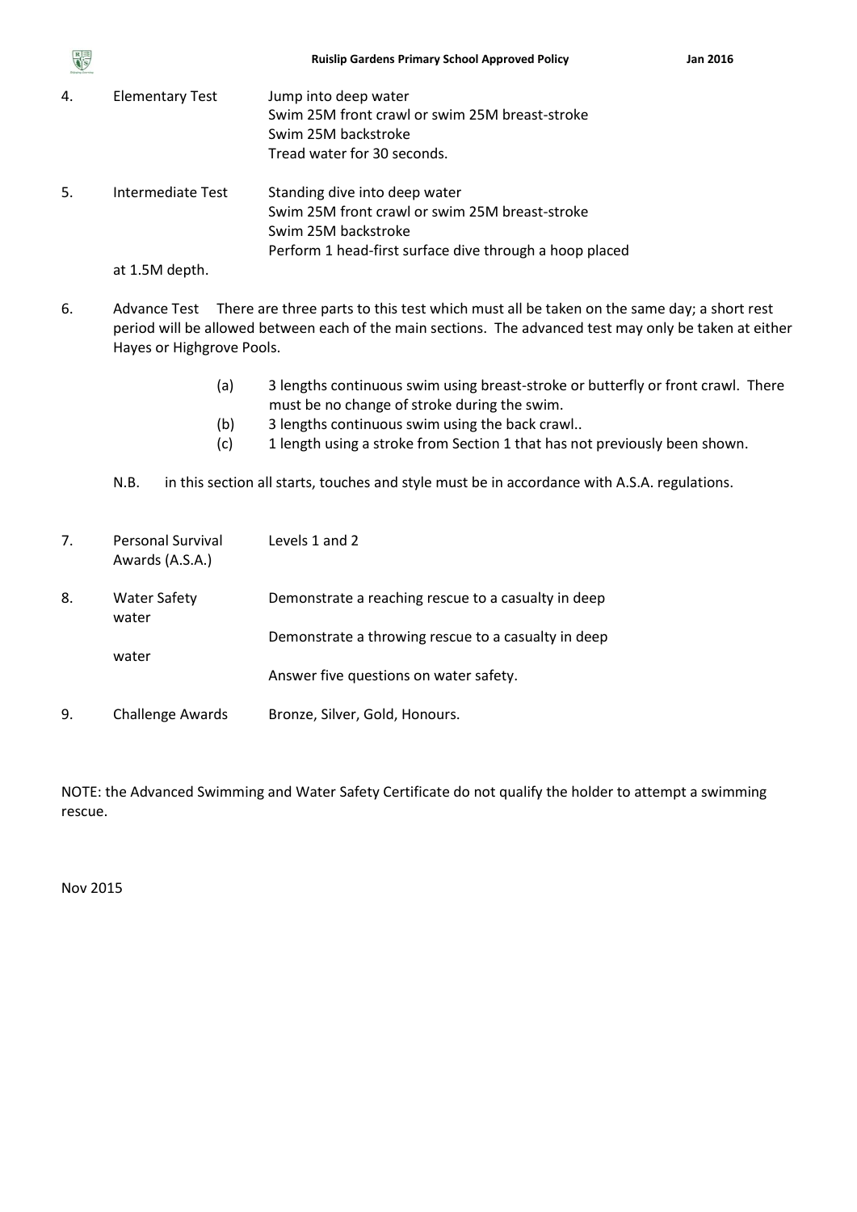4. Elementary Test — Jump into deep water
   Swim 25M front crawl or swim 25M breast-stroke
   Swim 25M backstroke
   Tread water for 30 seconds.

5. Intermediate Test — Standing dive into deep water
   Swim 25M front crawl or swim 25M breast-stroke
   Swim 25M backstroke
   Perform 1 head-first surface dive through a hoop placed at 1.5M depth.

6. Advance Test — There are three parts to this test which must all be taken on the same day; a short rest period will be allowed between each of the main sections. The advanced test may only be taken at either Hayes or Highgrove Pools.

   (a) 3 lengths continuous swim using breast-stroke or butterfly or front crawl. There must be no change of stroke during the swim.
   (b) 3 lengths continuous swim using the back crawl..
   (c) 1 length using a stroke from Section 1 that has not previously been shown.

   N.B. in this section all starts, touches and style must be in accordance with A.S.A. regulations.

7. Personal Survival Awards (A.S.A.) — Levels 1 and 2

8. Water Safety — Demonstrate a reaching rescue to a casualty in deep water
   Demonstrate a throwing rescue to a casualty in deep water
   Answer five questions on water safety.

9. Challenge Awards — Bronze, Silver, Gold, Honours.

NOTE: the Advanced Swimming and Water Safety Certificate do not qualify the holder to attempt a swimming rescue.

Nov 2015